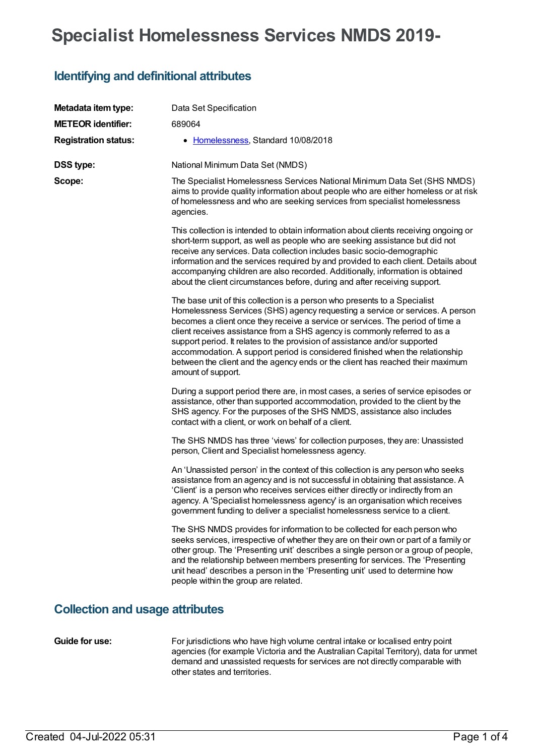# Specialist Homelessness Services NMDS 2019-

## Identifying and definitional attributes

**Metadata item type:** Data Set Specification

**METEOR identifier:** 689064

**Registration status:**

- Homelessness, Standard 10/08/2018

**DSS type:** National Minimum Data Set (NMDS)

**Scope:**

The Specialist Homelessness Services National Minimum Data Set (SHS NMDS) aims to provide quality information about people who are either homeless or at risk of homelessness and who are seeking services from specialist homelessness agencies.

This collection is intended to obtain information about clients receiving ongoing or short-term support, as well as people who are seeking assistance but did not receive any services. Data collection includes basic socio-demographic information and the services required by and provided to each client. Details about accompanying children are also recorded. Additionally, information is obtained about the client circumstances before, during and after receiving support.

The base unit of this collection is a person who presents to a Specialist Homelessness Services (SHS) agency requesting a service or services. A person becomes a client once they receive a service or services. The period of time a client receives assistance from a SHS agency is commonly referred to as a support period. It relates to the provision of assistance and/or supported accommodation. A support period is considered finished when the relationship between the client and the agency ends or the client has reached their maximum amount of support.

During a support period there are, in most cases, a series of service episodes or assistance, other than supported accommodation, provided to the client by the SHS agency. For the purposes of the SHS NMDS, assistance also includes contact with a client, or work on behalf of a client.

The SHS NMDS has three 'views' for collection purposes, they are: Unassisted person, Client and Specialist homelessness agency.

An 'Unassisted person' in the context of this collection is any person who seeks assistance from an agency and is not successful in obtaining that assistance. A 'Client' is a person who receives services either directly or indirectly from an agency. A 'Specialist homelessness agency' is an organisation which receives government funding to deliver a specialist homelessness service to a client.

The SHS NMDS provides for information to be collected for each person who seeks services, irrespective of whether they are on their own or part of a family or other group. The 'Presenting unit' describes a single person or a group of people, and the relationship between members presenting for services. The 'Presenting unit head' describes a person in the 'Presenting unit' used to determine how people within the group are related.

## Collection and usage attributes

**Guide for use:**

For jurisdictions who have high volume central intake or localised entry point agencies (for example Victoria and the Australian Capital Territory), data for unmet demand and unassisted requests for services are not directly comparable with other states and territories.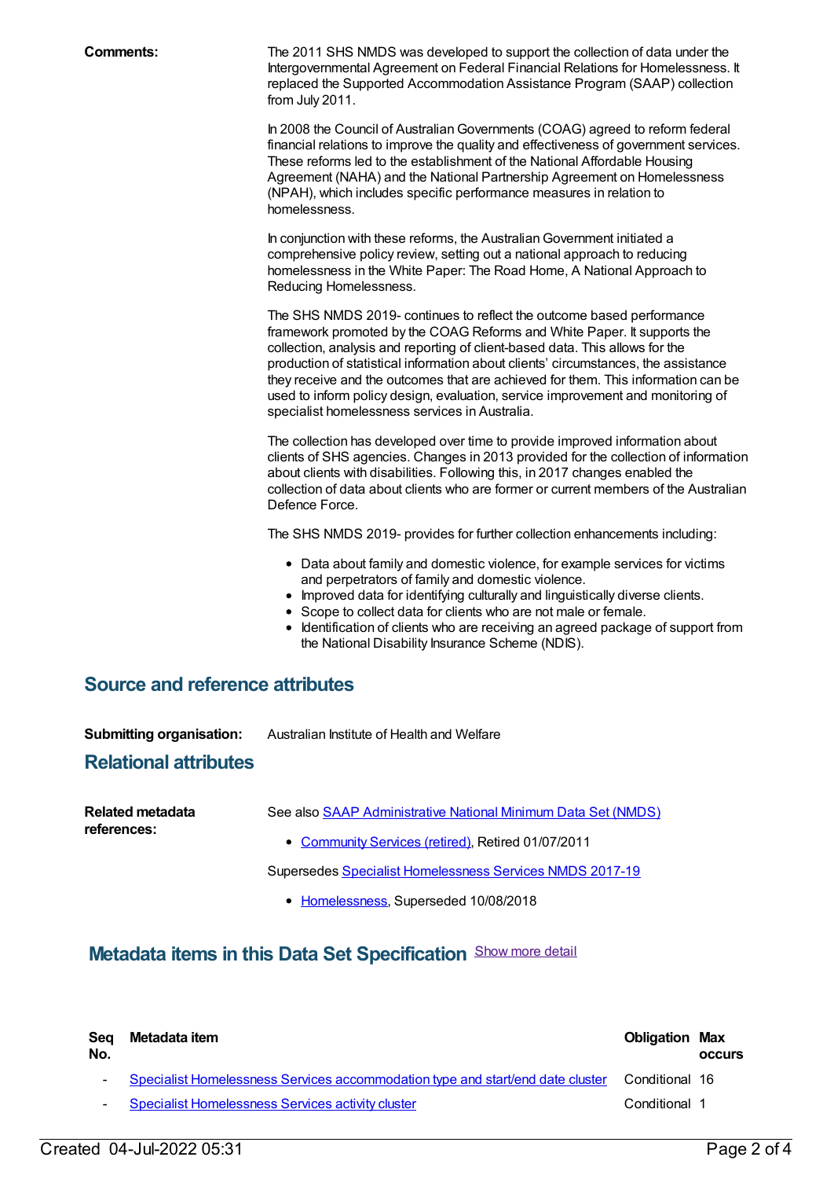**Comments:** The 2011 SHS NMDS was developed to support the collection of data under the Intergovernmental Agreement on Federal Financial Relations for Homelessness. It replaced the Supported Accommodation Assistance Program (SAAP) collection from July 2011.

In 2008 the Council of Australian Governments (COAG) agreed to reform federal financial relations to improve the quality and effectiveness of government services. These reforms led to the establishment of the National Affordable Housing Agreement (NAHA) and the National Partnership Agreement on Homelessness (NPAH), which includes specific performance measures in relation to homelessness.

In conjunction with these reforms, the Australian Government initiated a comprehensive policy review, setting out a national approach to reducing homelessness in the White Paper: The Road Home, A National Approach to Reducing Homelessness.

The SHS NMDS 2019- continues to reflect the outcome based performance framework promoted by the COAG Reforms and White Paper. It supports the collection, analysis and reporting of client-based data. This allows for the production of statistical information about clients' circumstances, the assistance they receive and the outcomes that are achieved for them. This information can be used to inform policy design, evaluation, service improvement and monitoring of specialist homelessness services in Australia.

The collection has developed over time to provide improved information about clients of SHS agencies. Changes in 2013 provided for the collection of information about clients with disabilities. Following this, in 2017 changes enabled the collection of data about clients who are former or current members of the Australian Defence Force.

The SHS NMDS 2019- provides for further collection enhancements including:

- Data about family and domestic violence, for example services for victims and perpetrators of family and domestic violence.
- Improved data for identifying culturally and linguistically diverse clients.
- Scope to collect data for clients who are not male or female.
- Identification of clients who are receiving an agreed package of support from the National Disability Insurance Scheme (NDIS).

## Source and reference attributes

**Submitting organisation:** Australian Institute of Health and Welfare

## Relational attributes

**Related metadata references:** See also SAAP Administrative National Minimum Data Set (NMDS)

- Community Services (retired), Retired 01/07/2011

Supersedes Specialist Homelessness Services NMDS 2017-19

- Homelessness, Superseded 10/08/2018

## Metadata items in this Data Set Specification

Show more detail

| Seq No. | Metadata item | Obligation | Max occurs |
|---|---|---|---|
| - | Specialist Homelessness Services accommodation type and start/end date cluster | Conditional | 16 |
| - | Specialist Homelessness Services activity cluster | Conditional | 1 |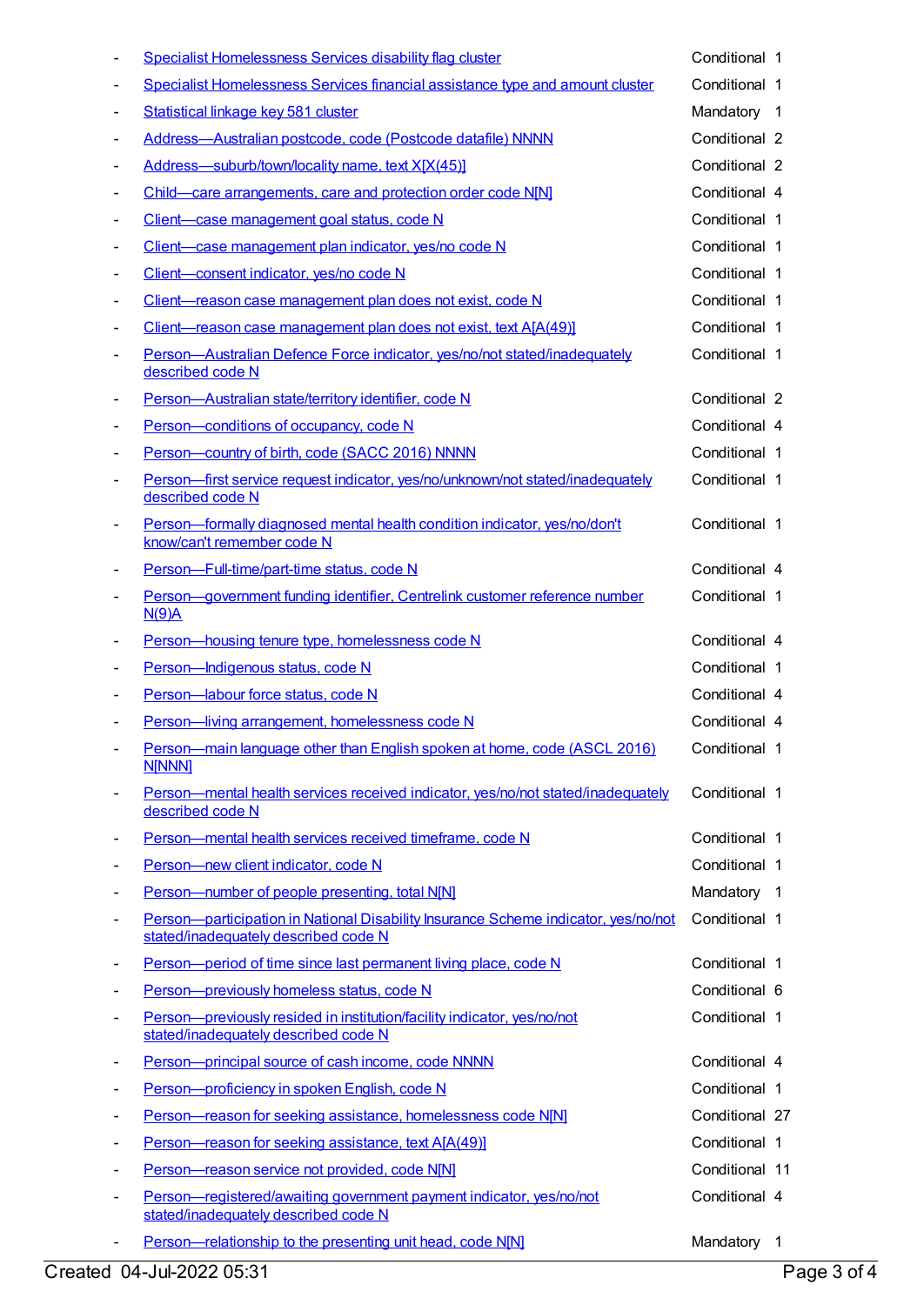| | | | |
|---|---|---|---|
| - | Specialist Homelessness Services disability flag cluster | Conditional | 1 |
| - | Specialist Homelessness Services financial assistance type and amount cluster | Conditional | 1 |
| - | Statistical linkage key 581 cluster | Mandatory | 1 |
| - | Address—Australian postcode, code (Postcode datafile) NNNN | Conditional | 2 |
| - | Address—suburb/town/locality name, text X[X(45)] | Conditional | 2 |
| - | Child—care arrangements, care and protection order code N[N] | Conditional | 4 |
| - | Client—case management goal status, code N | Conditional | 1 |
| - | Client—case management plan indicator, yes/no code N | Conditional | 1 |
| - | Client—consent indicator, yes/no code N | Conditional | 1 |
| - | Client—reason case management plan does not exist, code N | Conditional | 1 |
| - | Client—reason case management plan does not exist, text A[A(49)] | Conditional | 1 |
| - | Person—Australian Defence Force indicator, yes/no/not stated/inadequately described code N | Conditional | 1 |
| - | Person—Australian state/territory identifier, code N | Conditional | 2 |
| - | Person—conditions of occupancy, code N | Conditional | 4 |
| - | Person—country of birth, code (SACC 2016) NNNN | Conditional | 1 |
| - | Person—first service request indicator, yes/no/unknown/not stated/inadequately described code N | Conditional | 1 |
| - | Person—formally diagnosed mental health condition indicator, yes/no/don't know/can't remember code N | Conditional | 1 |
| - | Person—Full-time/part-time status, code N | Conditional | 4 |
| - | Person—government funding identifier, Centrelink customer reference number N(9)A | Conditional | 1 |
| - | Person—housing tenure type, homelessness code N | Conditional | 4 |
| - | Person—Indigenous status, code N | Conditional | 1 |
| - | Person—labour force status, code N | Conditional | 4 |
| - | Person—living arrangement, homelessness code N | Conditional | 4 |
| - | Person—main language other than English spoken at home, code (ASCL 2016) N[NNN] | Conditional | 1 |
| - | Person—mental health services received indicator, yes/no/not stated/inadequately described code N | Conditional | 1 |
| - | Person—mental health services received timeframe, code N | Conditional | 1 |
| - | Person—new client indicator, code N | Conditional | 1 |
| - | Person—number of people presenting, total N[N] | Mandatory | 1 |
| - | Person—participation in National Disability Insurance Scheme indicator, yes/no/not stated/inadequately described code N | Conditional | 1 |
| - | Person—period of time since last permanent living place, code N | Conditional | 1 |
| - | Person—previously homeless status, code N | Conditional | 6 |
| - | Person—previously resided in institution/facility indicator, yes/no/not stated/inadequately described code N | Conditional | 1 |
| - | Person—principal source of cash income, code NNNN | Conditional | 4 |
| - | Person—proficiency in spoken English, code N | Conditional | 1 |
| - | Person—reason for seeking assistance, homelessness code N[N] | Conditional | 27 |
| - | Person—reason for seeking assistance, text A[A(49)] | Conditional | 1 |
| - | Person—reason service not provided, code N[N] | Conditional | 11 |
| - | Person—registered/awaiting government payment indicator, yes/no/not stated/inadequately described code N | Conditional | 4 |
| - | Person—relationship to the presenting unit head, code N[N] | Mandatory | 1 |

Created 04-Jul-2022 05:31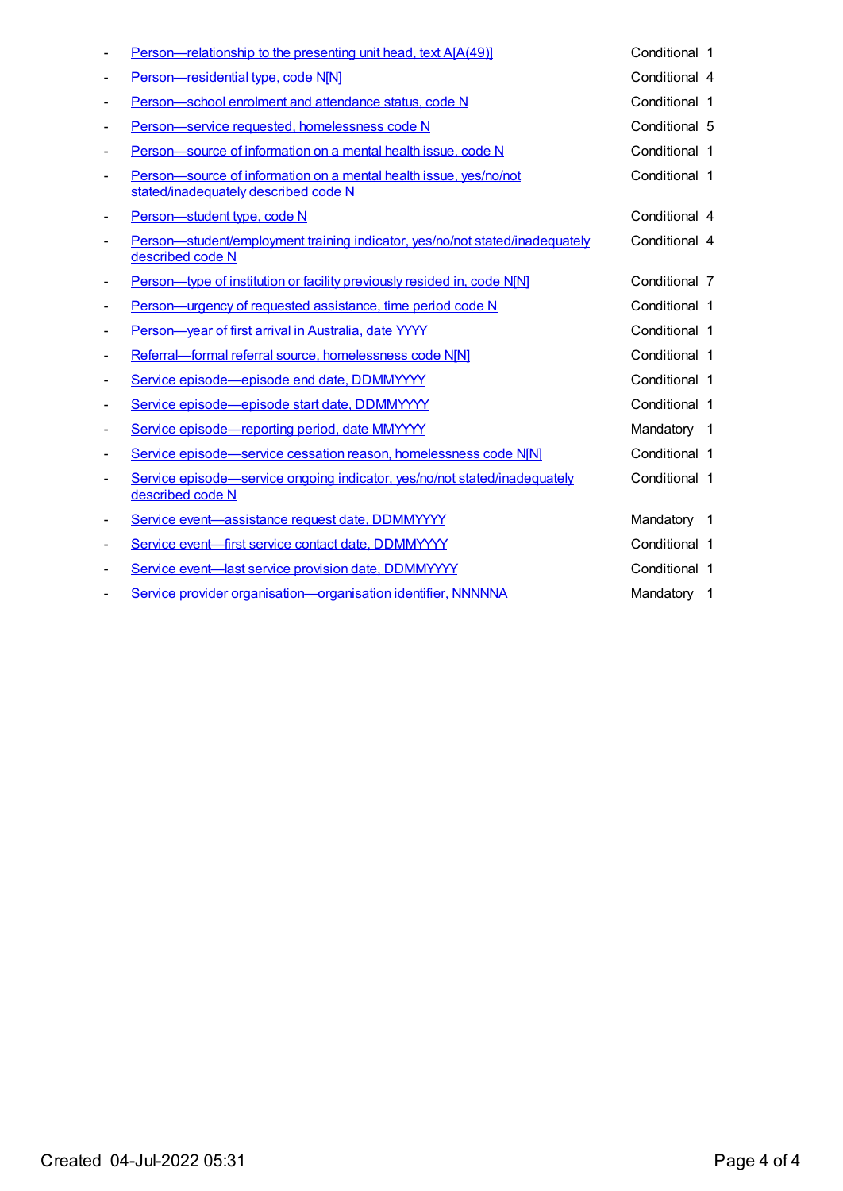| | | |
|---|---|---|
| - Person—relationship to the presenting unit head, text A[A(49)] | Conditional | 1 |
| - Person—residential type, code N[N] | Conditional | 4 |
| - Person—school enrolment and attendance status, code N | Conditional | 1 |
| - Person—service requested, homelessness code N | Conditional | 5 |
| - Person—source of information on a mental health issue, code N | Conditional | 1 |
| - Person—source of information on a mental health issue, yes/no/not stated/inadequately described code N | Conditional | 1 |
| - Person—student type, code N | Conditional | 4 |
| - Person—student/employment training indicator, yes/no/not stated/inadequately described code N | Conditional | 4 |
| - Person—type of institution or facility previously resided in, code N[N] | Conditional | 7 |
| - Person—urgency of requested assistance, time period code N | Conditional | 1 |
| - Person—year of first arrival in Australia, date YYYY | Conditional | 1 |
| - Referral—formal referral source, homelessness code N[N] | Conditional | 1 |
| - Service episode—episode end date, DDMMYYYY | Conditional | 1 |
| - Service episode—episode start date, DDMMYYYY | Conditional | 1 |
| - Service episode—reporting period, date MMYYYY | Mandatory | 1 |
| - Service episode—service cessation reason, homelessness code N[N] | Conditional | 1 |
| - Service episode—service ongoing indicator, yes/no/not stated/inadequately described code N | Conditional | 1 |
| - Service event—assistance request date, DDMMYYYY | Mandatory | 1 |
| - Service event—first service contact date, DDMMYYYY | Conditional | 1 |
| - Service event—last service provision date, DDMMYYYY | Conditional | 1 |
| - Service provider organisation—organisation identifier, NNNNNA | Mandatory | 1 |